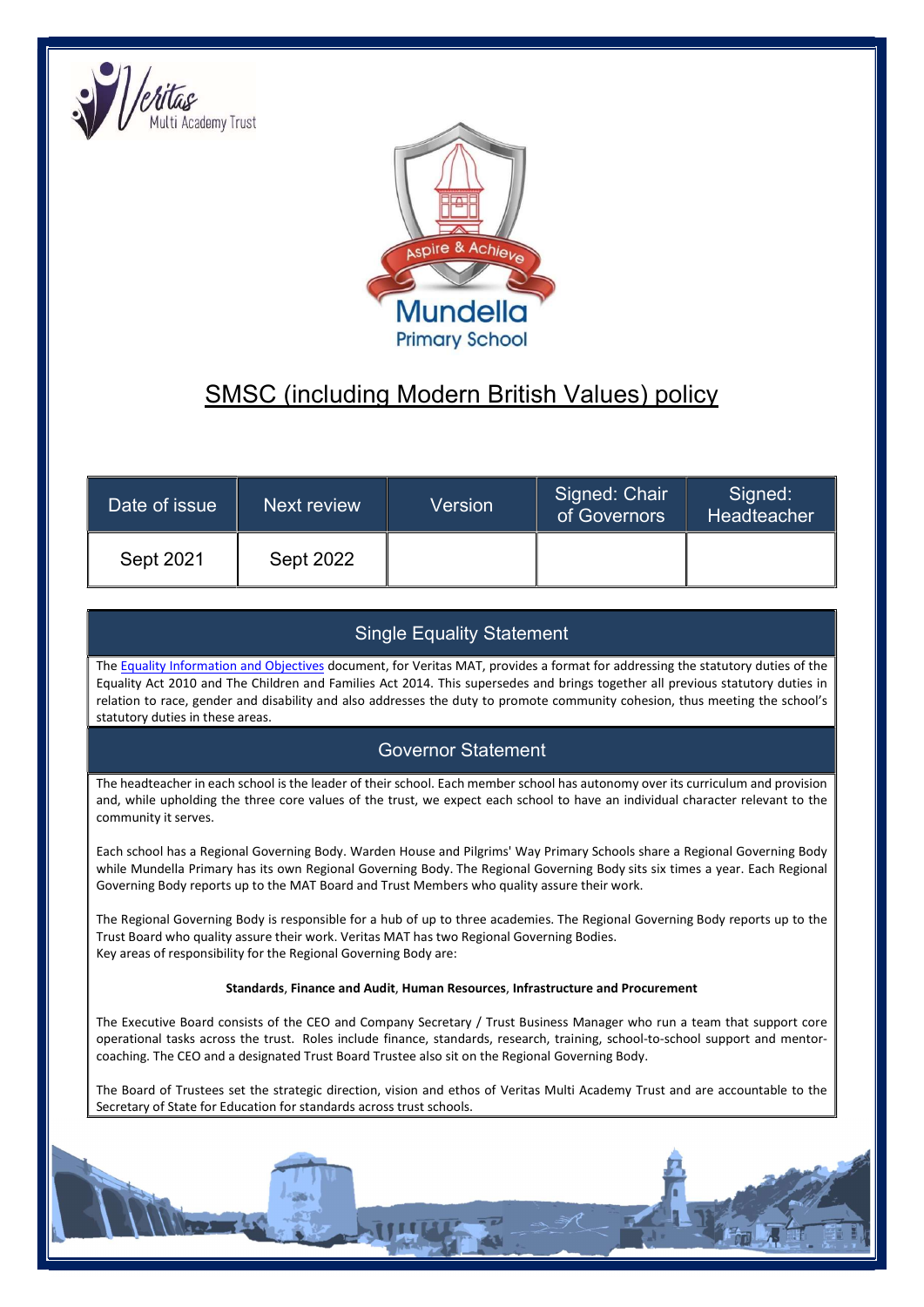# SMSC (including Modern British Values) policy

| Date of issue | Next review | Version | Signed: Chair of Governors | Signed: Headteacher |
| --- | --- | --- | --- | --- |
| Sept 2021 | Sept 2022 | | | |

## Single Equality Statement

The Equality Information and Objectives document, for Veritas MAT, provides a format for addressing the statutory duties of the Equality Act 2010 and The Children and Families Act 2014. This supersedes and brings together all previous statutory duties in relation to race, gender and disability and also addresses the duty to promote community cohesion, thus meeting the school's statutory duties in these areas.

## Governor Statement

The headteacher in each school is the leader of their school. Each member school has autonomy over its curriculum and provision and, while upholding the three core values of the trust, we expect each school to have an individual character relevant to the community it serves.

Each school has a Regional Governing Body. Warden House and Pilgrims' Way Primary Schools share a Regional Governing Body while Mundella Primary has its own Regional Governing Body. The Regional Governing Body sits six times a year. Each Regional Governing Body reports up to the MAT Board and Trust Members who quality assure their work.

The Regional Governing Body is responsible for a hub of up to three academies. The Regional Governing Body reports up to the Trust Board who quality assure their work. Veritas MAT has two Regional Governing Bodies.
Key areas of responsibility for the Regional Governing Body are:

**Standards**, **Finance and Audit**, **Human Resources**, **Infrastructure and Procurement**

The Executive Board consists of the CEO and Company Secretary / Trust Business Manager who run a team that support core operational tasks across the trust. Roles include finance, standards, research, training, school-to-school support and mentor-coaching. The CEO and a designated Trust Board Trustee also sit on the Regional Governing Body.

The Board of Trustees set the strategic direction, vision and ethos of Veritas Multi Academy Trust and are accountable to the Secretary of State for Education for standards across trust schools.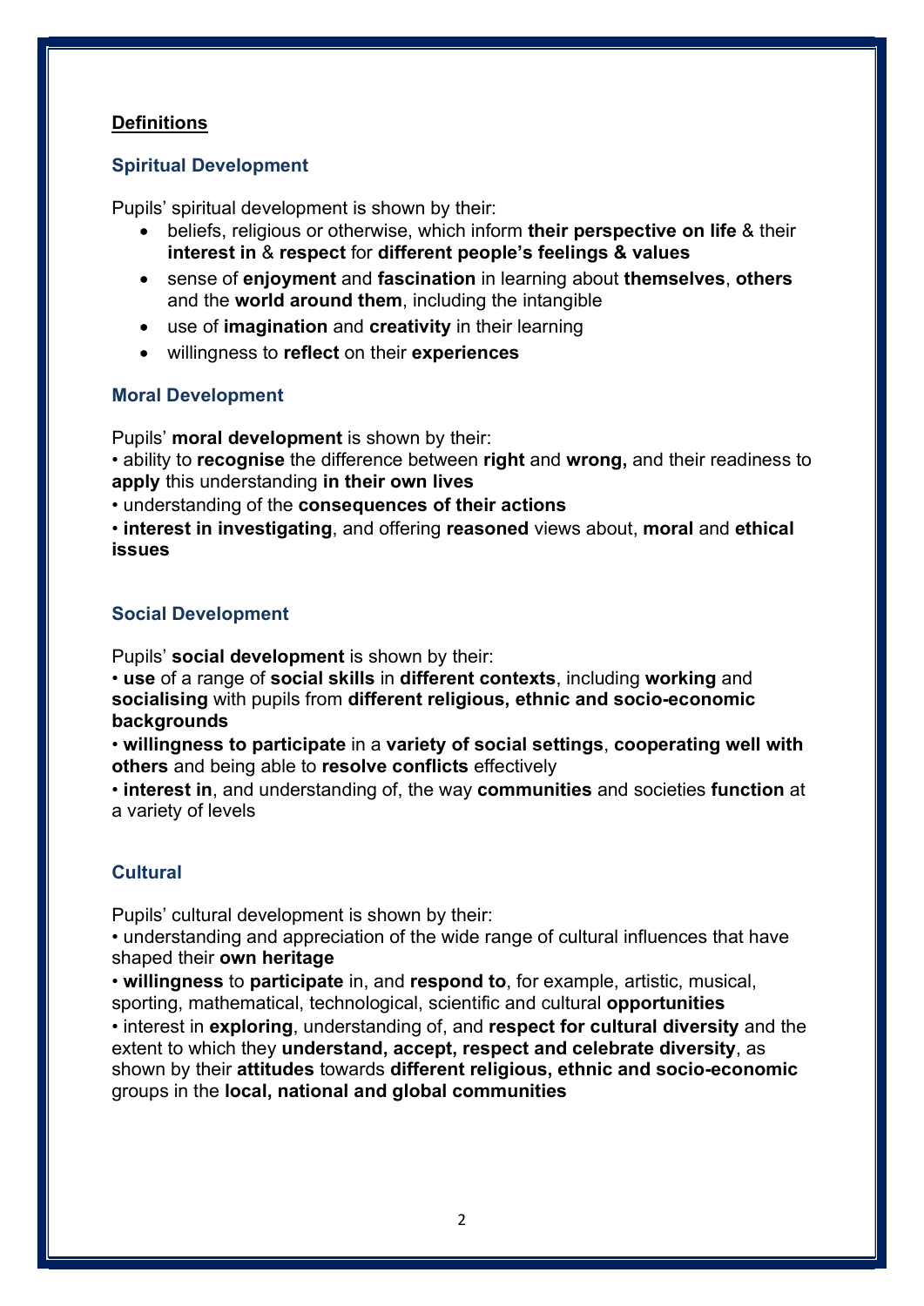## **Definitions**

### Spiritual Development

Pupils' spiritual development is shown by their:

- beliefs, religious or otherwise, which inform **their perspective on life** & their **interest in** & **respect** for **different people's feelings & values**
- sense of **enjoyment** and **fascination** in learning about **themselves**, **others** and the **world around them**, including the intangible
- use of **imagination** and **creativity** in their learning
- willingness to **reflect** on their **experiences**

### Moral Development

Pupils' **moral development** is shown by their:

- ability to **recognise** the difference between **right** and **wrong,** and their readiness to **apply** this understanding **in their own lives**
- understanding of the **consequences of their actions**
- **interest in investigating**, and offering **reasoned** views about, **moral** and **ethical issues**

### Social Development

Pupils' **social development** is shown by their:

- **use** of a range of **social skills** in **different contexts**, including **working** and **socialising** with pupils from **different religious, ethnic and socio-economic backgrounds**
- **willingness to participate** in a **variety of social settings**, **cooperating well with others** and being able to **resolve conflicts** effectively
- **interest in**, and understanding of, the way **communities** and societies **function** at a variety of levels

### Cultural

Pupils' cultural development is shown by their:

- understanding and appreciation of the wide range of cultural influences that have shaped their **own heritage**
- **willingness** to **participate** in, and **respond to**, for example, artistic, musical, sporting, mathematical, technological, scientific and cultural **opportunities**
- interest in **exploring**, understanding of, and **respect for cultural diversity** and the extent to which they **understand, accept, respect and celebrate diversity**, as shown by their **attitudes** towards **different religious, ethnic and socio-economic** groups in the **local, national and global communities**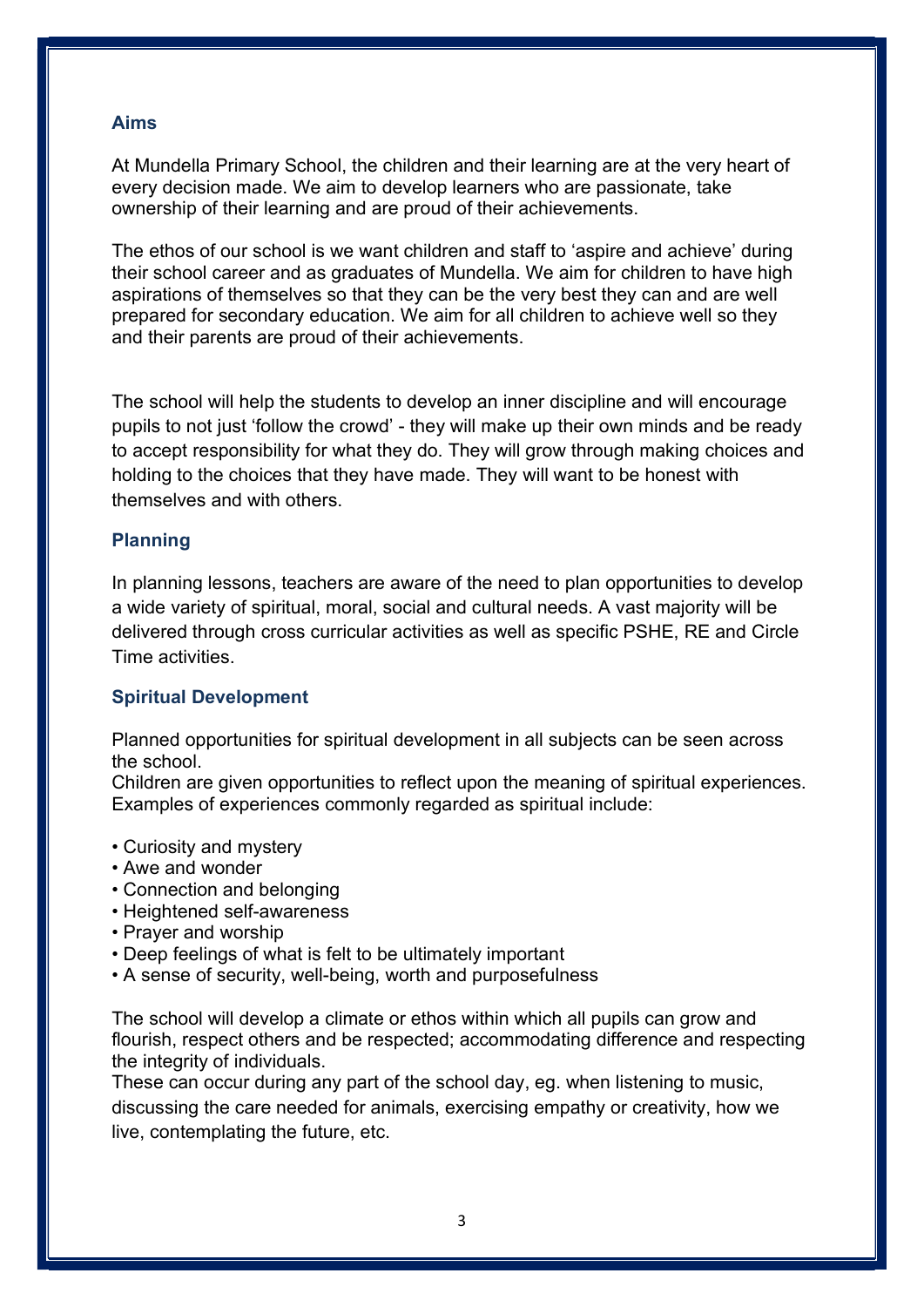## Aims

At Mundella Primary School, the children and their learning are at the very heart of every decision made. We aim to develop learners who are passionate, take ownership of their learning and are proud of their achievements.

The ethos of our school is we want children and staff to 'aspire and achieve' during their school career and as graduates of Mundella. We aim for children to have high aspirations of themselves so that they can be the very best they can and are well prepared for secondary education. We aim for all children to achieve well so they and their parents are proud of their achievements.

The school will help the students to develop an inner discipline and will encourage pupils to not just 'follow the crowd' - they will make up their own minds and be ready to accept responsibility for what they do. They will grow through making choices and holding to the choices that they have made. They will want to be honest with themselves and with others.

## Planning

In planning lessons, teachers are aware of the need to plan opportunities to develop a wide variety of spiritual, moral, social and cultural needs. A vast majority will be delivered through cross curricular activities as well as specific PSHE, RE and Circle Time activities.

## Spiritual Development

Planned opportunities for spiritual development in all subjects can be seen across the school.
Children are given opportunities to reflect upon the meaning of spiritual experiences. Examples of experiences commonly regarded as spiritual include:

- Curiosity and mystery
- Awe and wonder
- Connection and belonging
- Heightened self-awareness
- Prayer and worship
- Deep feelings of what is felt to be ultimately important
- A sense of security, well-being, worth and purposefulness

The school will develop a climate or ethos within which all pupils can grow and flourish, respect others and be respected; accommodating difference and respecting the integrity of individuals.
These can occur during any part of the school day, eg. when listening to music, discussing the care needed for animals, exercising empathy or creativity, how we live, contemplating the future, etc.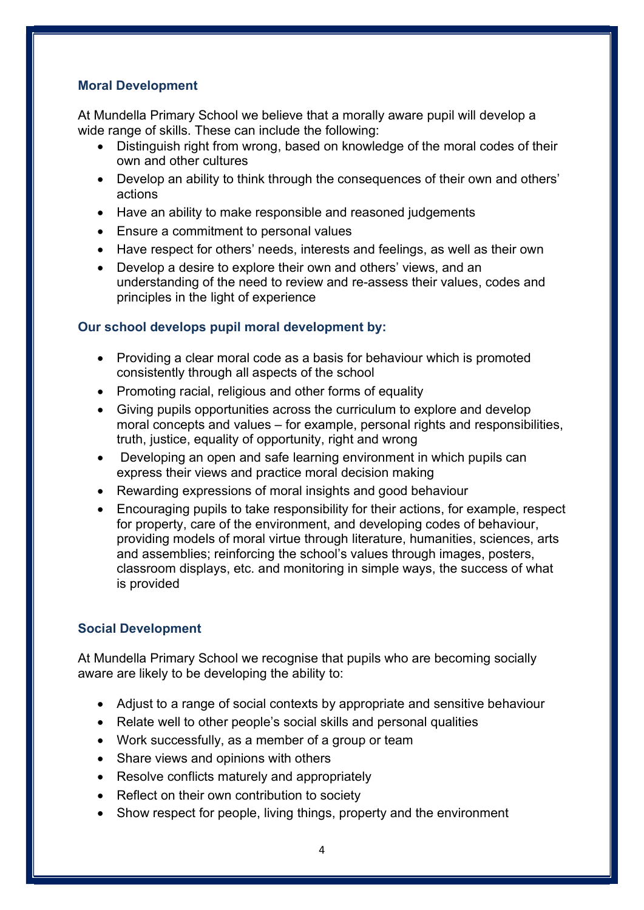### Moral Development

At Mundella Primary School we believe that a morally aware pupil will develop a wide range of skills. These can include the following:

- Distinguish right from wrong, based on knowledge of the moral codes of their own and other cultures
- Develop an ability to think through the consequences of their own and others' actions
- Have an ability to make responsible and reasoned judgements
- Ensure a commitment to personal values
- Have respect for others' needs, interests and feelings, as well as their own
- Develop a desire to explore their own and others' views, and an understanding of the need to review and re-assess their values, codes and principles in the light of experience

### Our school develops pupil moral development by:

- Providing a clear moral code as a basis for behaviour which is promoted consistently through all aspects of the school
- Promoting racial, religious and other forms of equality
- Giving pupils opportunities across the curriculum to explore and develop moral concepts and values – for example, personal rights and responsibilities, truth, justice, equality of opportunity, right and wrong
- Developing an open and safe learning environment in which pupils can express their views and practice moral decision making
- Rewarding expressions of moral insights and good behaviour
- Encouraging pupils to take responsibility for their actions, for example, respect for property, care of the environment, and developing codes of behaviour, providing models of moral virtue through literature, humanities, sciences, arts and assemblies; reinforcing the school's values through images, posters, classroom displays, etc. and monitoring in simple ways, the success of what is provided

### Social Development

At Mundella Primary School we recognise that pupils who are becoming socially aware are likely to be developing the ability to:

- Adjust to a range of social contexts by appropriate and sensitive behaviour
- Relate well to other people's social skills and personal qualities
- Work successfully, as a member of a group or team
- Share views and opinions with others
- Resolve conflicts maturely and appropriately
- Reflect on their own contribution to society
- Show respect for people, living things, property and the environment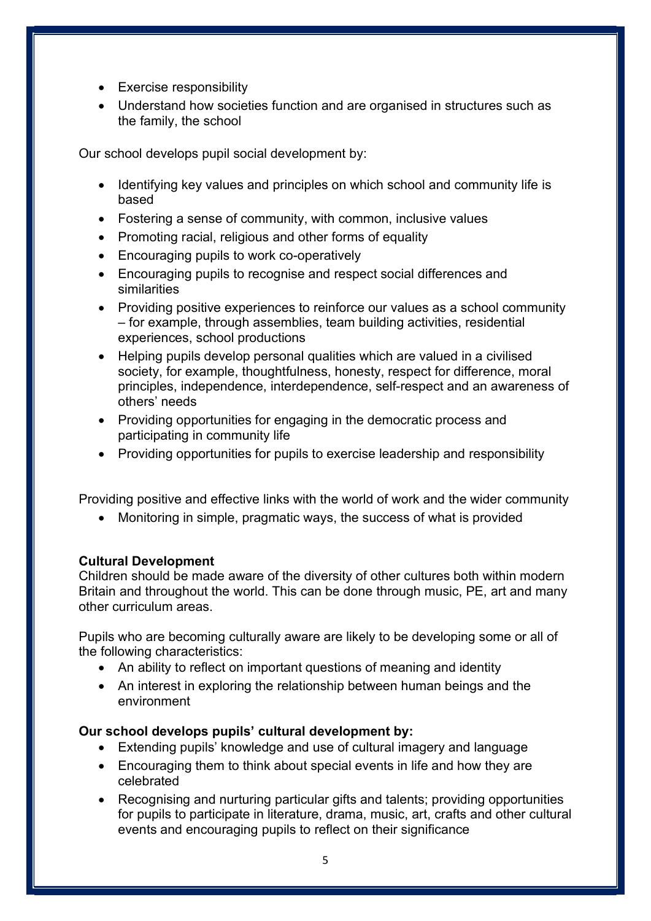- Exercise responsibility
- Understand how societies function and are organised in structures such as the family, the school

Our school develops pupil social development by:

- Identifying key values and principles on which school and community life is based
- Fostering a sense of community, with common, inclusive values
- Promoting racial, religious and other forms of equality
- Encouraging pupils to work co-operatively
- Encouraging pupils to recognise and respect social differences and similarities
- Providing positive experiences to reinforce our values as a school community – for example, through assemblies, team building activities, residential experiences, school productions
- Helping pupils develop personal qualities which are valued in a civilised society, for example, thoughtfulness, honesty, respect for difference, moral principles, independence, interdependence, self-respect and an awareness of others' needs
- Providing opportunities for engaging in the democratic process and participating in community life
- Providing opportunities for pupils to exercise leadership and responsibility

Providing positive and effective links with the world of work and the wider community

- Monitoring in simple, pragmatic ways, the success of what is provided

**Cultural Development**

Children should be made aware of the diversity of other cultures both within modern Britain and throughout the world. This can be done through music, PE, art and many other curriculum areas.

Pupils who are becoming culturally aware are likely to be developing some or all of the following characteristics:

- An ability to reflect on important questions of meaning and identity
- An interest in exploring the relationship between human beings and the environment

**Our school develops pupils' cultural development by:**

- Extending pupils' knowledge and use of cultural imagery and language
- Encouraging them to think about special events in life and how they are celebrated
- Recognising and nurturing particular gifts and talents; providing opportunities for pupils to participate in literature, drama, music, art, crafts and other cultural events and encouraging pupils to reflect on their significance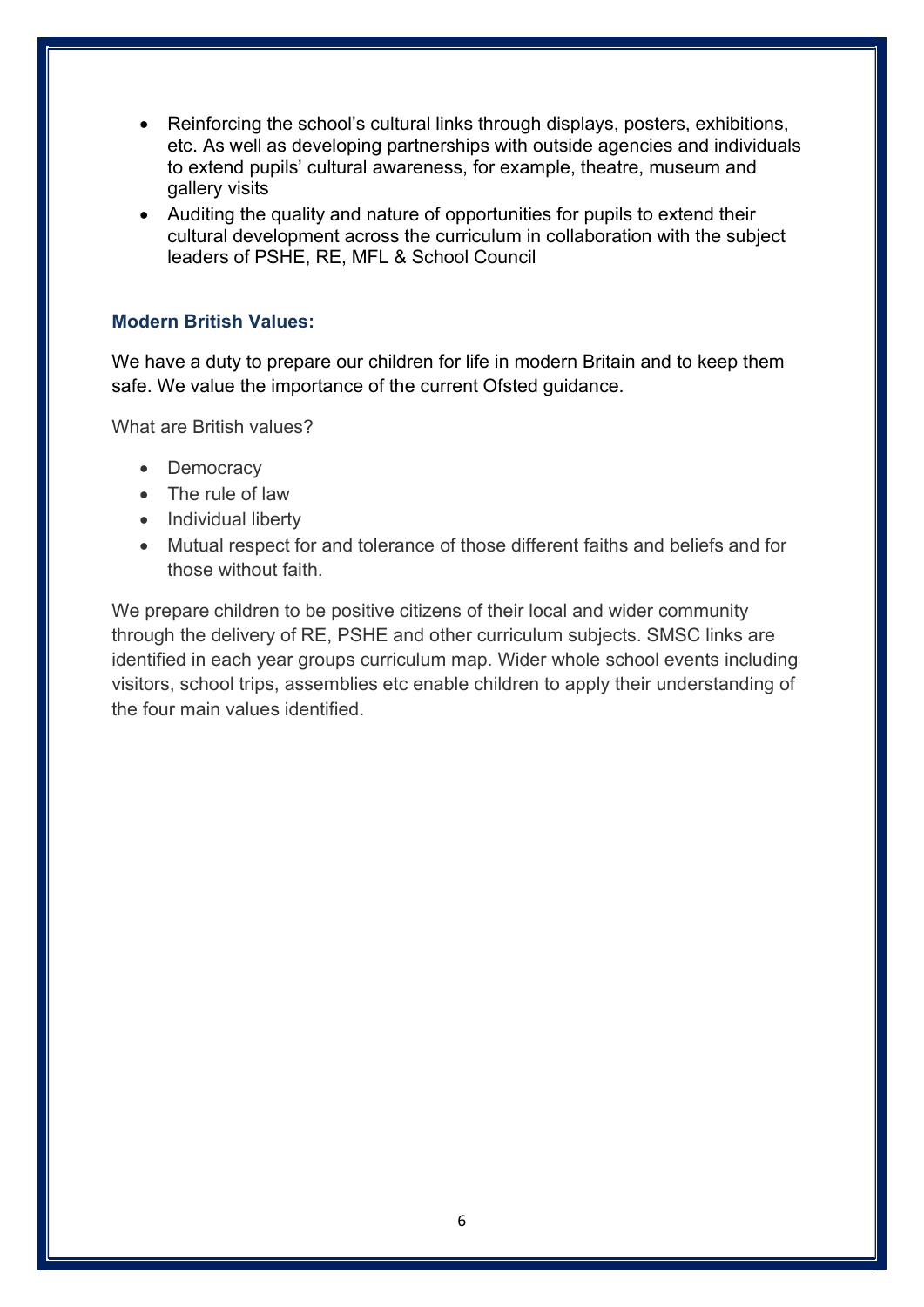- Reinforcing the school's cultural links through displays, posters, exhibitions, etc. As well as developing partnerships with outside agencies and individuals to extend pupils' cultural awareness, for example, theatre, museum and gallery visits
- Auditing the quality and nature of opportunities for pupils to extend their cultural development across the curriculum in collaboration with the subject leaders of PSHE, RE, MFL & School Council

### Modern British Values:

We have a duty to prepare our children for life in modern Britain and to keep them safe. We value the importance of the current Ofsted guidance.

What are British values?

- Democracy
- The rule of law
- Individual liberty
- Mutual respect for and tolerance of those different faiths and beliefs and for those without faith.

We prepare children to be positive citizens of their local and wider community through the delivery of RE, PSHE and other curriculum subjects. SMSC links are identified in each year groups curriculum map. Wider whole school events including visitors, school trips, assemblies etc enable children to apply their understanding of the four main values identified.